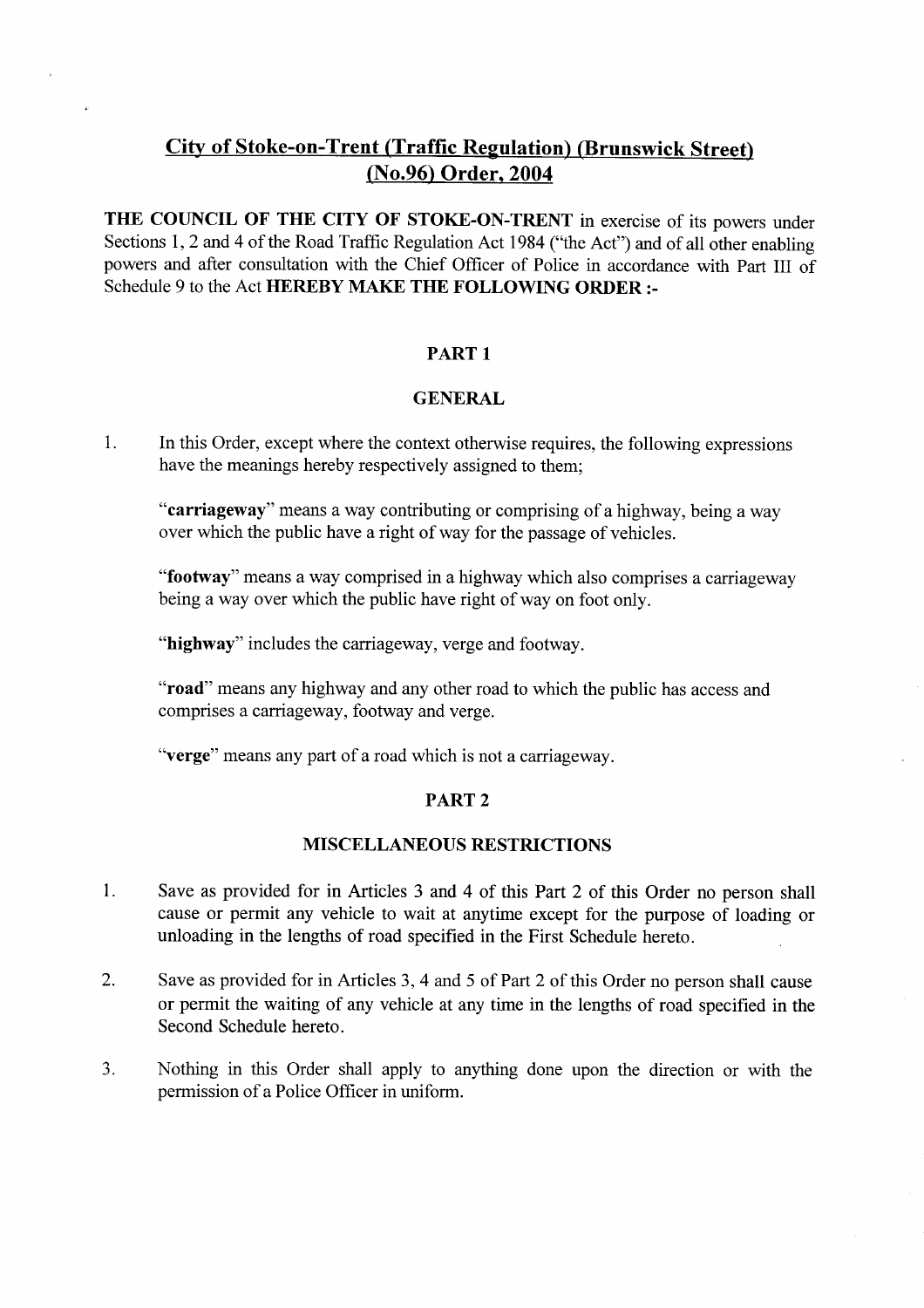# City of Stoke-on-Trent (Traffic Regulation) (Brunswick Street) (No.96) Order, 2004

**THE COUNCIL OF THE CITY OF STOKE-ON-TRENT** in exercise of its powers under Sections 1, 2 and 4 of the Road Traffic Regulation Act 1984 ("the Act") and of all other enabling powers and after consultation with the Chief Officer of Police in accordance with Part III of Schedule 9 to the Act **HEREBY MAKE THE FOLLOWING ORDER :-**

## PART 1

### GENERAL

1. In this Order, except where the context otherwise requires, the following expressions have the meanings hereby respectively assigned to them;

   "**carriageway**" means a way contributing or comprising of a highway, being a way over which the public have a right of way for the passage of vehicles.

   "**footway**" means a way comprised in a highway which also comprises a carriageway being a way over which the public have right of way on foot only.

   "**highway**" includes the carriageway, verge and footway.

   "**road**" means any highway and any other road to which the public has access and comprises a carriageway, footway and verge.

   "**verge**" means any part of a road which is not a carriageway.

## PART 2

### MISCELLANEOUS RESTRICTIONS

1. Save as provided for in Articles 3 and 4 of this Part 2 of this Order no person shall cause or permit any vehicle to wait at anytime except for the purpose of loading or unloading in the lengths of road specified in the First Schedule hereto.

2. Save as provided for in Articles 3, 4 and 5 of Part 2 of this Order no person shall cause or permit the waiting of any vehicle at any time in the lengths of road specified in the Second Schedule hereto.

3. Nothing in this Order shall apply to anything done upon the direction or with the permission of a Police Officer in uniform.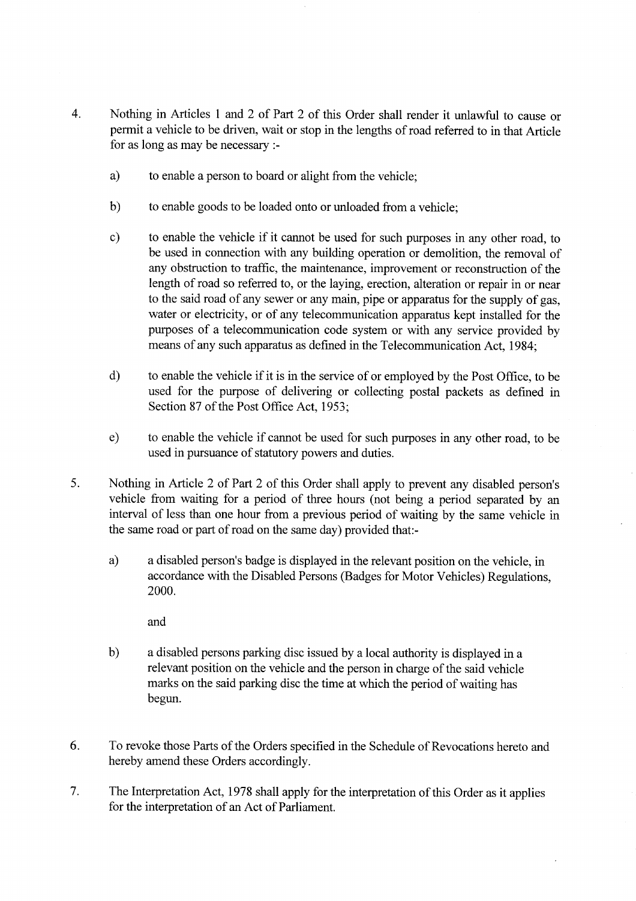4. Nothing in Articles 1 and 2 of Part 2 of this Order shall render it unlawful to cause or permit a vehicle to be driven, wait or stop in the lengths of road referred to in that Article for as long as may be necessary :-

   a) to enable a person to board or alight from the vehicle;

   b) to enable goods to be loaded onto or unloaded from a vehicle;

   c) to enable the vehicle if it cannot be used for such purposes in any other road, to be used in connection with any building operation or demolition, the removal of any obstruction to traffic, the maintenance, improvement or reconstruction of the length of road so referred to, or the laying, erection, alteration or repair in or near to the said road of any sewer or any main, pipe or apparatus for the supply of gas, water or electricity, or of any telecommunication apparatus kept installed for the purposes of a telecommunication code system or with any service provided by means of any such apparatus as defined in the Telecommunication Act, 1984;

   d) to enable the vehicle if it is in the service of or employed by the Post Office, to be used for the purpose of delivering or collecting postal packets as defined in Section 87 of the Post Office Act, 1953;

   e) to enable the vehicle if cannot be used for such purposes in any other road, to be used in pursuance of statutory powers and duties.

5. Nothing in Article 2 of Part 2 of this Order shall apply to prevent any disabled person's vehicle from waiting for a period of three hours (not being a period separated by an interval of less than one hour from a previous period of waiting by the same vehicle in the same road or part of road on the same day) provided that:-

   a) a disabled person's badge is displayed in the relevant position on the vehicle, in accordance with the Disabled Persons (Badges for Motor Vehicles) Regulations, 2000.

      and

   b) a disabled persons parking disc issued by a local authority is displayed in a relevant position on the vehicle and the person in charge of the said vehicle marks on the said parking disc the time at which the period of waiting has begun.

6. To revoke those Parts of the Orders specified in the Schedule of Revocations hereto and hereby amend these Orders accordingly.

7. The Interpretation Act, 1978 shall apply for the interpretation of this Order as it applies for the interpretation of an Act of Parliament.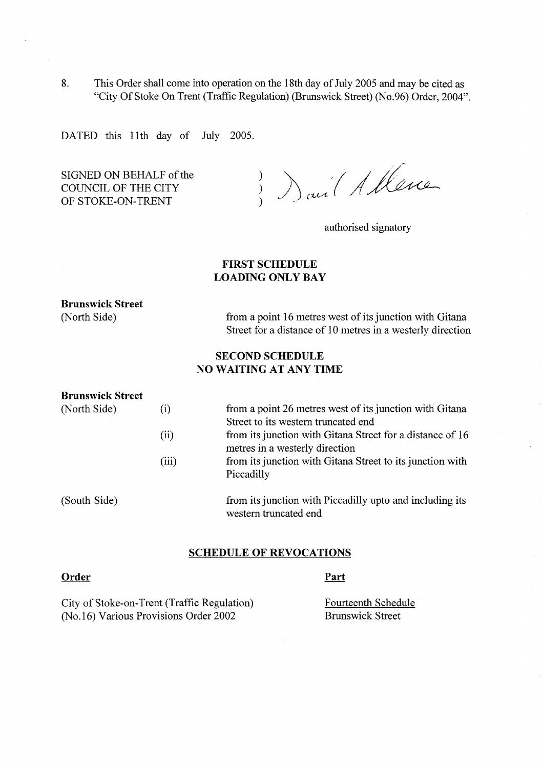8. This Order shall come into operation on the 18th day of July 2005 and may be cited as "City Of Stoke On Trent (Traffic Regulation) (Brunswick Street) (No.96) Order, 2004".

DATED this 11th day of July 2005.

SIGNED ON BEHALF of the COUNCIL OF THE CITY OF STOKE-ON-TRENT )
)
)

authorised signatory

## FIRST SCHEDULE
## LOADING ONLY BAY

**Brunswick Street**

(North Side) — from a point 16 metres west of its junction with Gitana Street for a distance of 10 metres in a westerly direction

## SECOND SCHEDULE
## NO WAITING AT ANY TIME

**Brunswick Street**

| | | |
|---|---|---|
| (North Side) | (i) | from a point 26 metres west of its junction with Gitana Street to its western truncated end |
| | (ii) | from its junction with Gitana Street for a distance of 16 metres in a westerly direction |
| | (iii) | from its junction with Gitana Street to its junction with Piccadilly |
| (South Side) | | from its junction with Piccadilly upto and including its western truncated end |

## SCHEDULE OF REVOCATIONS

| **Order** | **Part** |
|---|---|
| City of Stoke-on-Trent (Traffic Regulation) (No.16) Various Provisions Order 2002 | Fourteenth Schedule Brunswick Street |